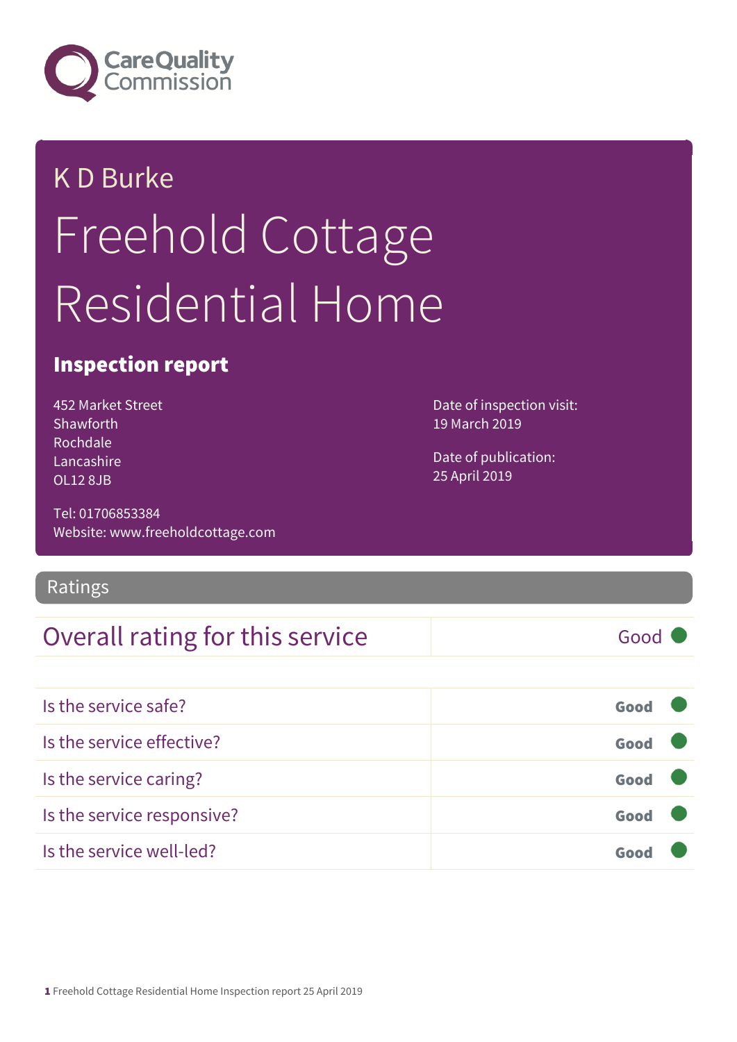K D Burke

# Freehold Cottage Residential Home

## Inspection report

452 Market Street
Shawforth
Rochdale
Lancashire
OL12 8JB

Tel: 01706853384
Website: www.freeholdcottage.com

Date of inspection visit:
19 March 2019

Date of publication:
25 April 2019

## Ratings

| Overall rating for this service | Good |
|---|---|

| | |
|---|---|
| Is the service safe? | Good |
| Is the service effective? | Good |
| Is the service caring? | Good |
| Is the service responsive? | Good |
| Is the service well-led? | Good |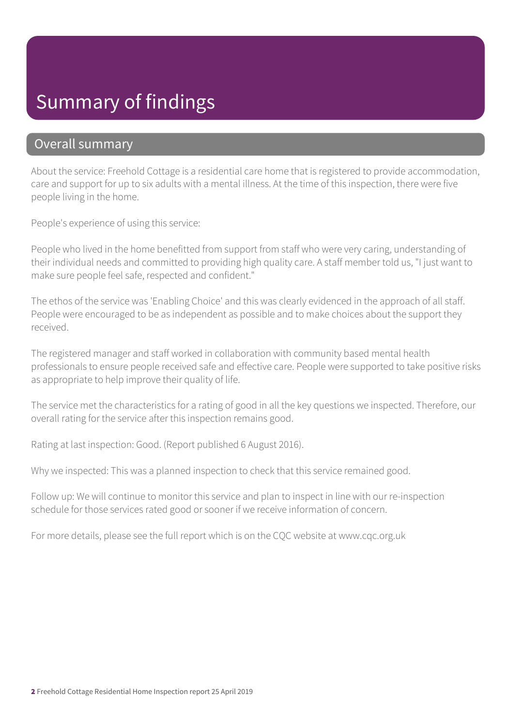# Summary of findings

## Overall summary

About the service: Freehold Cottage is a residential care home that is registered to provide accommodation, care and support for up to six adults with a mental illness. At the time of this inspection, there were five people living in the home.

People's experience of using this service:

People who lived in the home benefitted from support from staff who were very caring, understanding of their individual needs and committed to providing high quality care. A staff member told us, "I just want to make sure people feel safe, respected and confident."

The ethos of the service was 'Enabling Choice' and this was clearly evidenced in the approach of all staff. People were encouraged to be as independent as possible and to make choices about the support they received.

The registered manager and staff worked in collaboration with community based mental health professionals to ensure people received safe and effective care. People were supported to take positive risks as appropriate to help improve their quality of life.

The service met the characteristics for a rating of good in all the key questions we inspected. Therefore, our overall rating for the service after this inspection remains good.

Rating at last inspection: Good. (Report published 6 August 2016).

Why we inspected: This was a planned inspection to check that this service remained good.

Follow up: We will continue to monitor this service and plan to inspect in line with our re-inspection schedule for those services rated good or sooner if we receive information of concern.

For more details, please see the full report which is on the CQC website at www.cqc.org.uk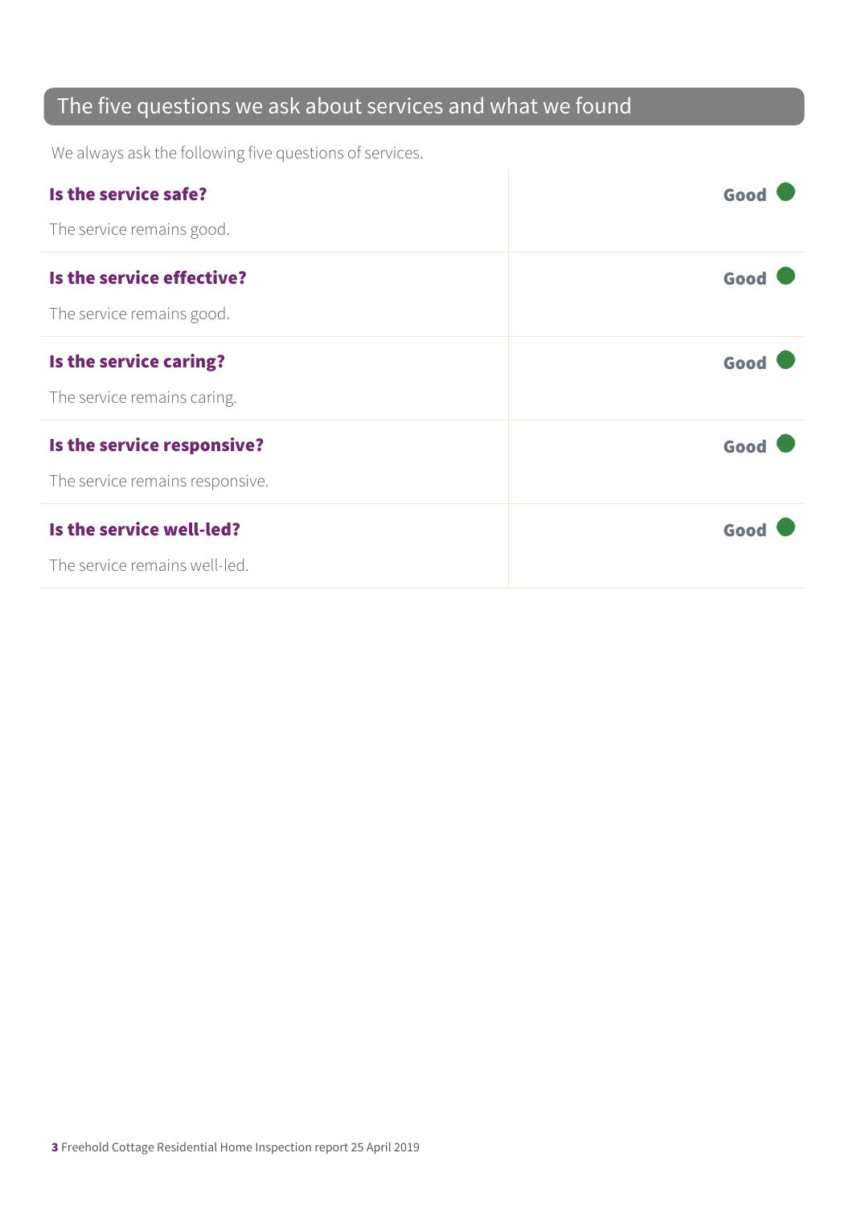## The five questions we ask about services and what we found

We always ask the following five questions of services.

| | |
|---|---|
| **Is the service safe?**<br>The service remains good. | **Good** |
| **Is the service effective?**<br>The service remains good. | **Good** |
| **Is the service caring?**<br>The service remains caring. | **Good** |
| **Is the service responsive?**<br>The service remains responsive. | **Good** |
| **Is the service well-led?**<br>The service remains well-led. | **Good** |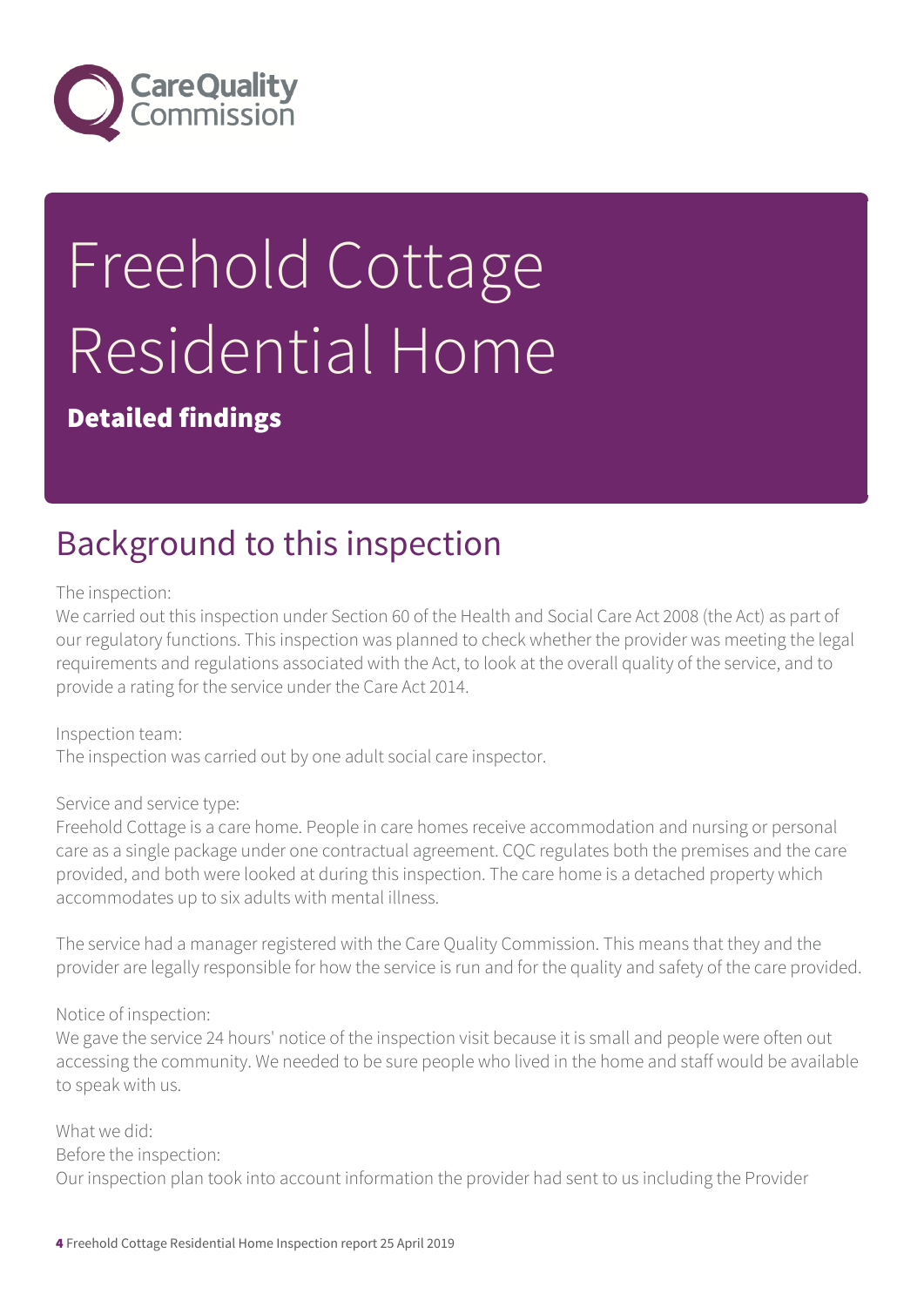# Freehold Cottage Residential Home

**Detailed findings**

## Background to this inspection

The inspection:
We carried out this inspection under Section 60 of the Health and Social Care Act 2008 (the Act) as part of our regulatory functions. This inspection was planned to check whether the provider was meeting the legal requirements and regulations associated with the Act, to look at the overall quality of the service, and to provide a rating for the service under the Care Act 2014.

Inspection team:
The inspection was carried out by one adult social care inspector.

Service and service type:
Freehold Cottage is a care home. People in care homes receive accommodation and nursing or personal care as a single package under one contractual agreement. CQC regulates both the premises and the care provided, and both were looked at during this inspection. The care home is a detached property which accommodates up to six adults with mental illness.

The service had a manager registered with the Care Quality Commission. This means that they and the provider are legally responsible for how the service is run and for the quality and safety of the care provided.

Notice of inspection:
We gave the service 24 hours' notice of the inspection visit because it is small and people were often out accessing the community. We needed to be sure people who lived in the home and staff would be available to speak with us.

What we did:
Before the inspection:
Our inspection plan took into account information the provider had sent to us including the Provider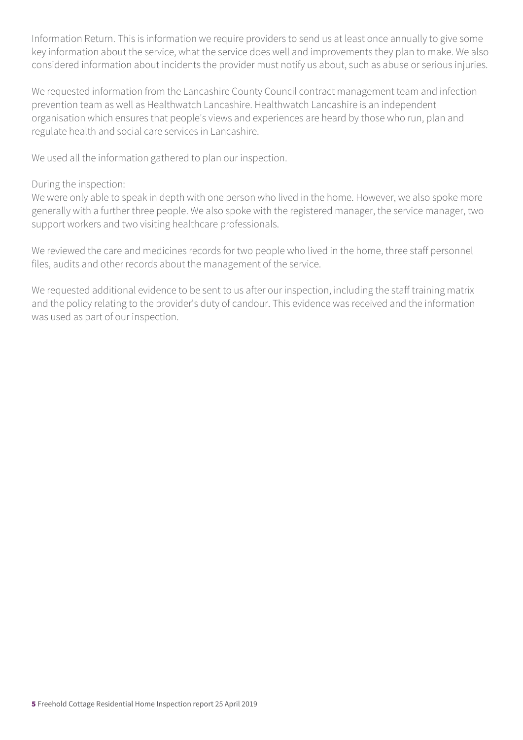Information Return. This is information we require providers to send us at least once annually to give some key information about the service, what the service does well and improvements they plan to make. We also considered information about incidents the provider must notify us about, such as abuse or serious injuries.

We requested information from the Lancashire County Council contract management team and infection prevention team as well as Healthwatch Lancashire. Healthwatch Lancashire is an independent organisation which ensures that people's views and experiences are heard by those who run, plan and regulate health and social care services in Lancashire.

We used all the information gathered to plan our inspection.

During the inspection:
We were only able to speak in depth with one person who lived in the home. However, we also spoke more generally with a further three people. We also spoke with the registered manager, the service manager, two support workers and two visiting healthcare professionals.

We reviewed the care and medicines records for two people who lived in the home, three staff personnel files, audits and other records about the management of the service.

We requested additional evidence to be sent to us after our inspection, including the staff training matrix and the policy relating to the provider's duty of candour. This evidence was received and the information was used as part of our inspection.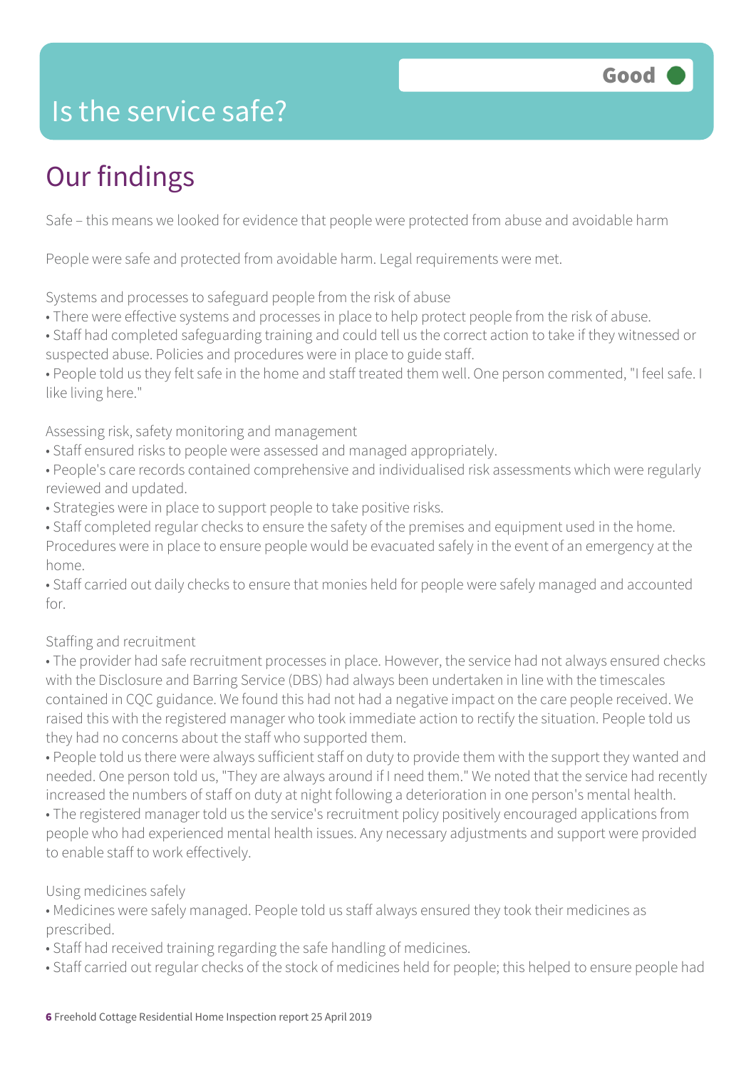# Is the service safe?

Good

## Our findings

Safe – this means we looked for evidence that people were protected from abuse and avoidable harm

People were safe and protected from avoidable harm. Legal requirements were met.

Systems and processes to safeguard people from the risk of abuse

- There were effective systems and processes in place to help protect people from the risk of abuse.
- Staff had completed safeguarding training and could tell us the correct action to take if they witnessed or suspected abuse. Policies and procedures were in place to guide staff.
- People told us they felt safe in the home and staff treated them well. One person commented, "I feel safe. I like living here."

Assessing risk, safety monitoring and management

- Staff ensured risks to people were assessed and managed appropriately.
- People's care records contained comprehensive and individualised risk assessments which were regularly reviewed and updated.
- Strategies were in place to support people to take positive risks.
- Staff completed regular checks to ensure the safety of the premises and equipment used in the home. Procedures were in place to ensure people would be evacuated safely in the event of an emergency at the home.
- Staff carried out daily checks to ensure that monies held for people were safely managed and accounted for.

Staffing and recruitment

- The provider had safe recruitment processes in place. However, the service had not always ensured checks with the Disclosure and Barring Service (DBS) had always been undertaken in line with the timescales contained in CQC guidance. We found this had not had a negative impact on the care people received. We raised this with the registered manager who took immediate action to rectify the situation. People told us they had no concerns about the staff who supported them.
- People told us there were always sufficient staff on duty to provide them with the support they wanted and needed. One person told us, "They are always around if I need them." We noted that the service had recently increased the numbers of staff on duty at night following a deterioration in one person's mental health.
- The registered manager told us the service's recruitment policy positively encouraged applications from people who had experienced mental health issues. Any necessary adjustments and support were provided to enable staff to work effectively.

Using medicines safely

- Medicines were safely managed. People told us staff always ensured they took their medicines as prescribed.
- Staff had received training regarding the safe handling of medicines.
- Staff carried out regular checks of the stock of medicines held for people; this helped to ensure people had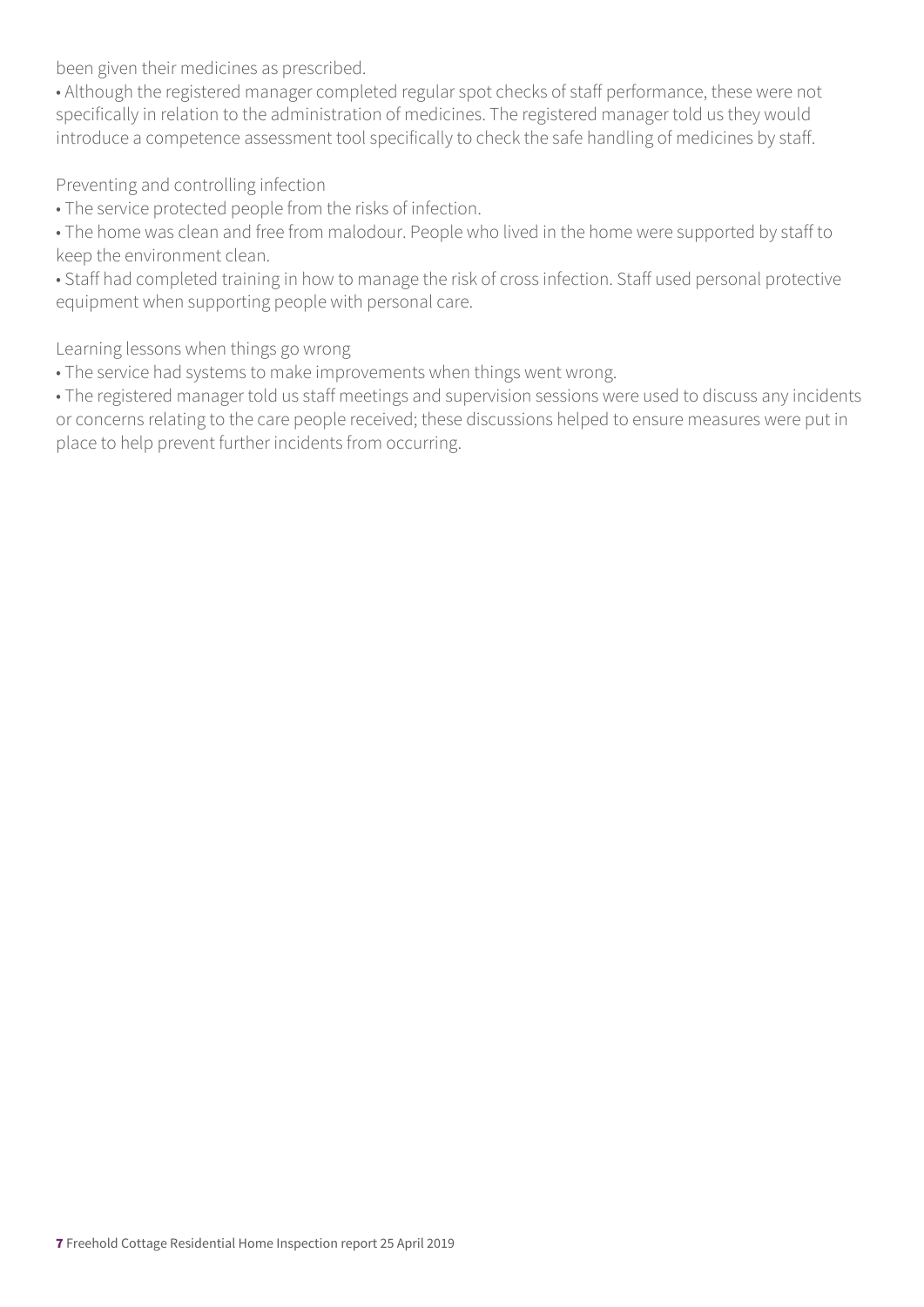been given their medicines as prescribed.

- Although the registered manager completed regular spot checks of staff performance, these were not specifically in relation to the administration of medicines. The registered manager told us they would introduce a competence assessment tool specifically to check the safe handling of medicines by staff.

Preventing and controlling infection

- The service protected people from the risks of infection.
- The home was clean and free from malodour. People who lived in the home were supported by staff to keep the environment clean.
- Staff had completed training in how to manage the risk of cross infection. Staff used personal protective equipment when supporting people with personal care.

Learning lessons when things go wrong

- The service had systems to make improvements when things went wrong.
- The registered manager told us staff meetings and supervision sessions were used to discuss any incidents or concerns relating to the care people received; these discussions helped to ensure measures were put in place to help prevent further incidents from occurring.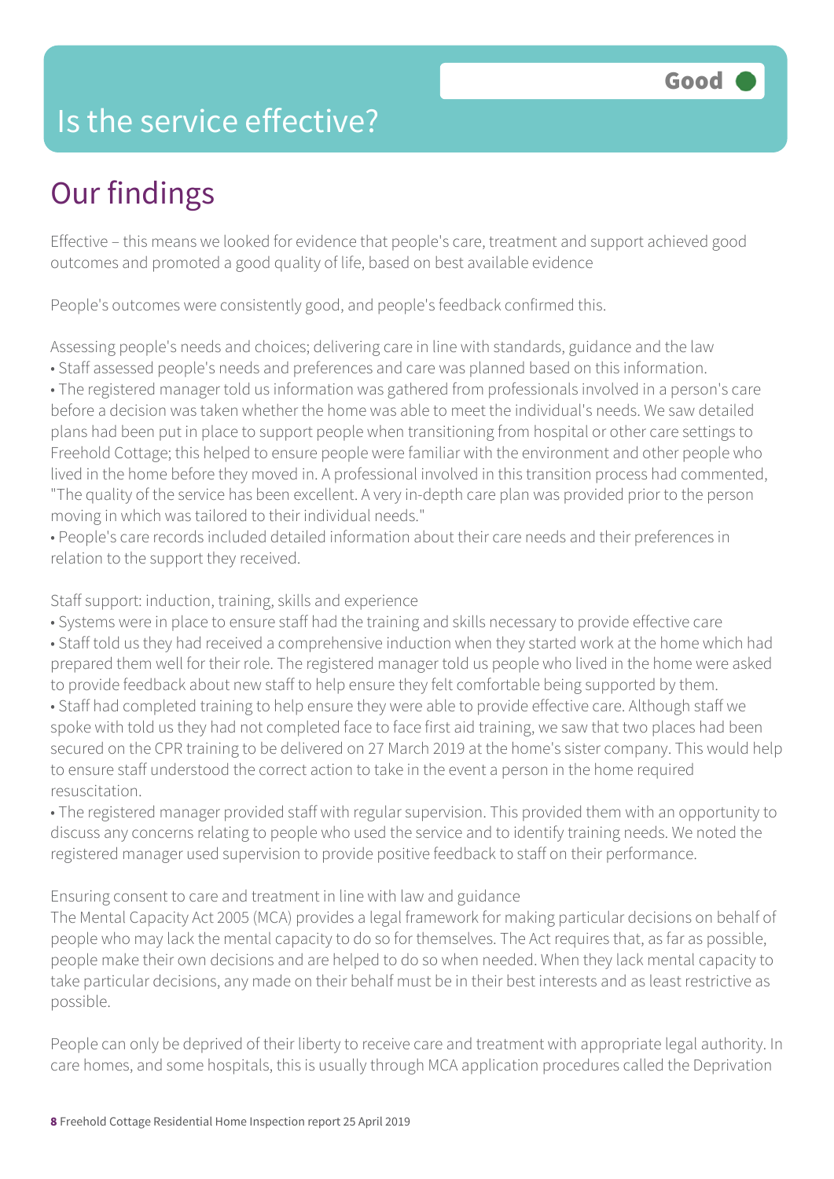# Is the service effective?

Good

## Our findings

Effective – this means we looked for evidence that people's care, treatment and support achieved good outcomes and promoted a good quality of life, based on best available evidence

People's outcomes were consistently good, and people's feedback confirmed this.

Assessing people's needs and choices; delivering care in line with standards, guidance and the law

- Staff assessed people's needs and preferences and care was planned based on this information.
- The registered manager told us information was gathered from professionals involved in a person's care before a decision was taken whether the home was able to meet the individual's needs. We saw detailed plans had been put in place to support people when transitioning from hospital or other care settings to Freehold Cottage; this helped to ensure people were familiar with the environment and other people who lived in the home before they moved in. A professional involved in this transition process had commented, "The quality of the service has been excellent. A very in-depth care plan was provided prior to the person moving in which was tailored to their individual needs."
- People's care records included detailed information about their care needs and their preferences in relation to the support they received.

Staff support: induction, training, skills and experience

- Systems were in place to ensure staff had the training and skills necessary to provide effective care
- Staff told us they had received a comprehensive induction when they started work at the home which had prepared them well for their role. The registered manager told us people who lived in the home were asked to provide feedback about new staff to help ensure they felt comfortable being supported by them.
- Staff had completed training to help ensure they were able to provide effective care. Although staff we spoke with told us they had not completed face to face first aid training, we saw that two places had been secured on the CPR training to be delivered on 27 March 2019 at the home's sister company. This would help to ensure staff understood the correct action to take in the event a person in the home required resuscitation.
- The registered manager provided staff with regular supervision. This provided them with an opportunity to discuss any concerns relating to people who used the service and to identify training needs. We noted the registered manager used supervision to provide positive feedback to staff on their performance.

Ensuring consent to care and treatment in line with law and guidance

The Mental Capacity Act 2005 (MCA) provides a legal framework for making particular decisions on behalf of people who may lack the mental capacity to do so for themselves. The Act requires that, as far as possible, people make their own decisions and are helped to do so when needed. When they lack mental capacity to take particular decisions, any made on their behalf must be in their best interests and as least restrictive as possible.

People can only be deprived of their liberty to receive care and treatment with appropriate legal authority. In care homes, and some hospitals, this is usually through MCA application procedures called the Deprivation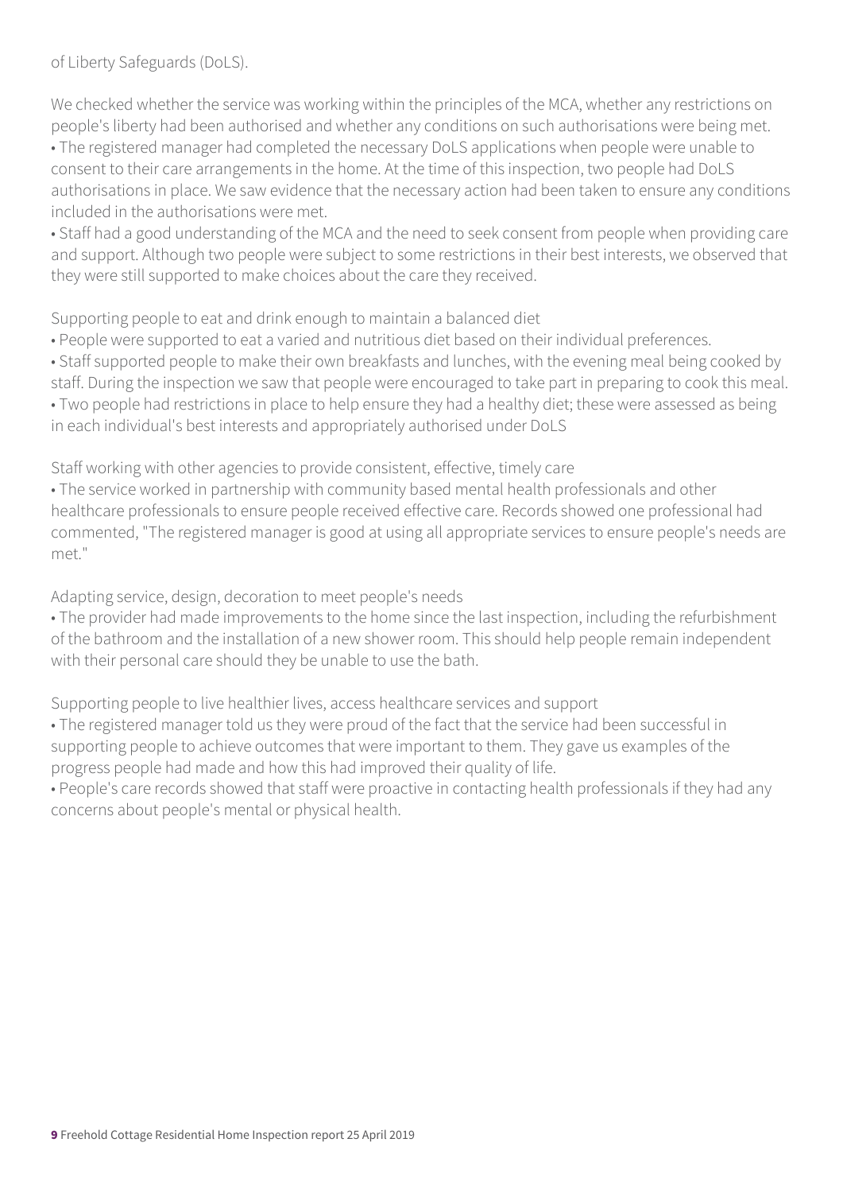of Liberty Safeguards (DoLS).

We checked whether the service was working within the principles of the MCA, whether any restrictions on people's liberty had been authorised and whether any conditions on such authorisations were being met.

- The registered manager had completed the necessary DoLS applications when people were unable to consent to their care arrangements in the home. At the time of this inspection, two people had DoLS authorisations in place. We saw evidence that the necessary action had been taken to ensure any conditions included in the authorisations were met.
- Staff had a good understanding of the MCA and the need to seek consent from people when providing care and support. Although two people were subject to some restrictions in their best interests, we observed that they were still supported to make choices about the care they received.

Supporting people to eat and drink enough to maintain a balanced diet

- People were supported to eat a varied and nutritious diet based on their individual preferences.
- Staff supported people to make their own breakfasts and lunches, with the evening meal being cooked by staff. During the inspection we saw that people were encouraged to take part in preparing to cook this meal.
- Two people had restrictions in place to help ensure they had a healthy diet; these were assessed as being in each individual's best interests and appropriately authorised under DoLS

Staff working with other agencies to provide consistent, effective, timely care

- The service worked in partnership with community based mental health professionals and other healthcare professionals to ensure people received effective care. Records showed one professional had commented, "The registered manager is good at using all appropriate services to ensure people's needs are met."

Adapting service, design, decoration to meet people's needs

- The provider had made improvements to the home since the last inspection, including the refurbishment of the bathroom and the installation of a new shower room. This should help people remain independent with their personal care should they be unable to use the bath.

Supporting people to live healthier lives, access healthcare services and support

- The registered manager told us they were proud of the fact that the service had been successful in supporting people to achieve outcomes that were important to them. They gave us examples of the progress people had made and how this had improved their quality of life.
- People's care records showed that staff were proactive in contacting health professionals if they had any concerns about people's mental or physical health.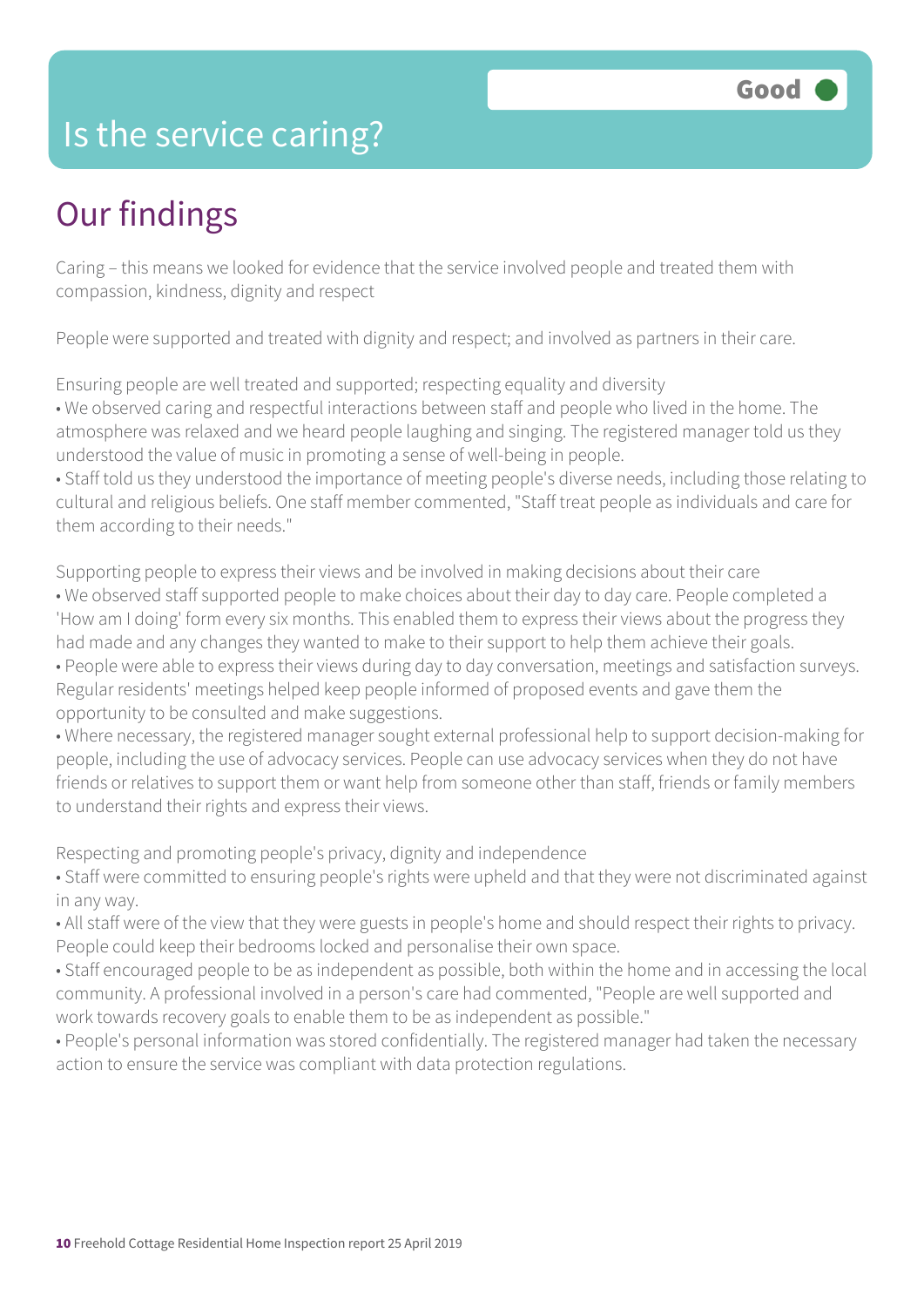# Is the service caring?

Good

## Our findings

Caring – this means we looked for evidence that the service involved people and treated them with compassion, kindness, dignity and respect

People were supported and treated with dignity and respect; and involved as partners in their care.

Ensuring people are well treated and supported; respecting equality and diversity

- We observed caring and respectful interactions between staff and people who lived in the home. The atmosphere was relaxed and we heard people laughing and singing. The registered manager told us they understood the value of music in promoting a sense of well-being in people.
- Staff told us they understood the importance of meeting people's diverse needs, including those relating to cultural and religious beliefs. One staff member commented, "Staff treat people as individuals and care for them according to their needs."

Supporting people to express their views and be involved in making decisions about their care

- We observed staff supported people to make choices about their day to day care. People completed a 'How am I doing' form every six months. This enabled them to express their views about the progress they had made and any changes they wanted to make to their support to help them achieve their goals.
- People were able to express their views during day to day conversation, meetings and satisfaction surveys. Regular residents' meetings helped keep people informed of proposed events and gave them the opportunity to be consulted and make suggestions.
- Where necessary, the registered manager sought external professional help to support decision-making for people, including the use of advocacy services. People can use advocacy services when they do not have friends or relatives to support them or want help from someone other than staff, friends or family members to understand their rights and express their views.

Respecting and promoting people's privacy, dignity and independence

- Staff were committed to ensuring people's rights were upheld and that they were not discriminated against in any way.
- All staff were of the view that they were guests in people's home and should respect their rights to privacy. People could keep their bedrooms locked and personalise their own space.
- Staff encouraged people to be as independent as possible, both within the home and in accessing the local community. A professional involved in a person's care had commented, "People are well supported and work towards recovery goals to enable them to be as independent as possible."
- People's personal information was stored confidentially. The registered manager had taken the necessary action to ensure the service was compliant with data protection regulations.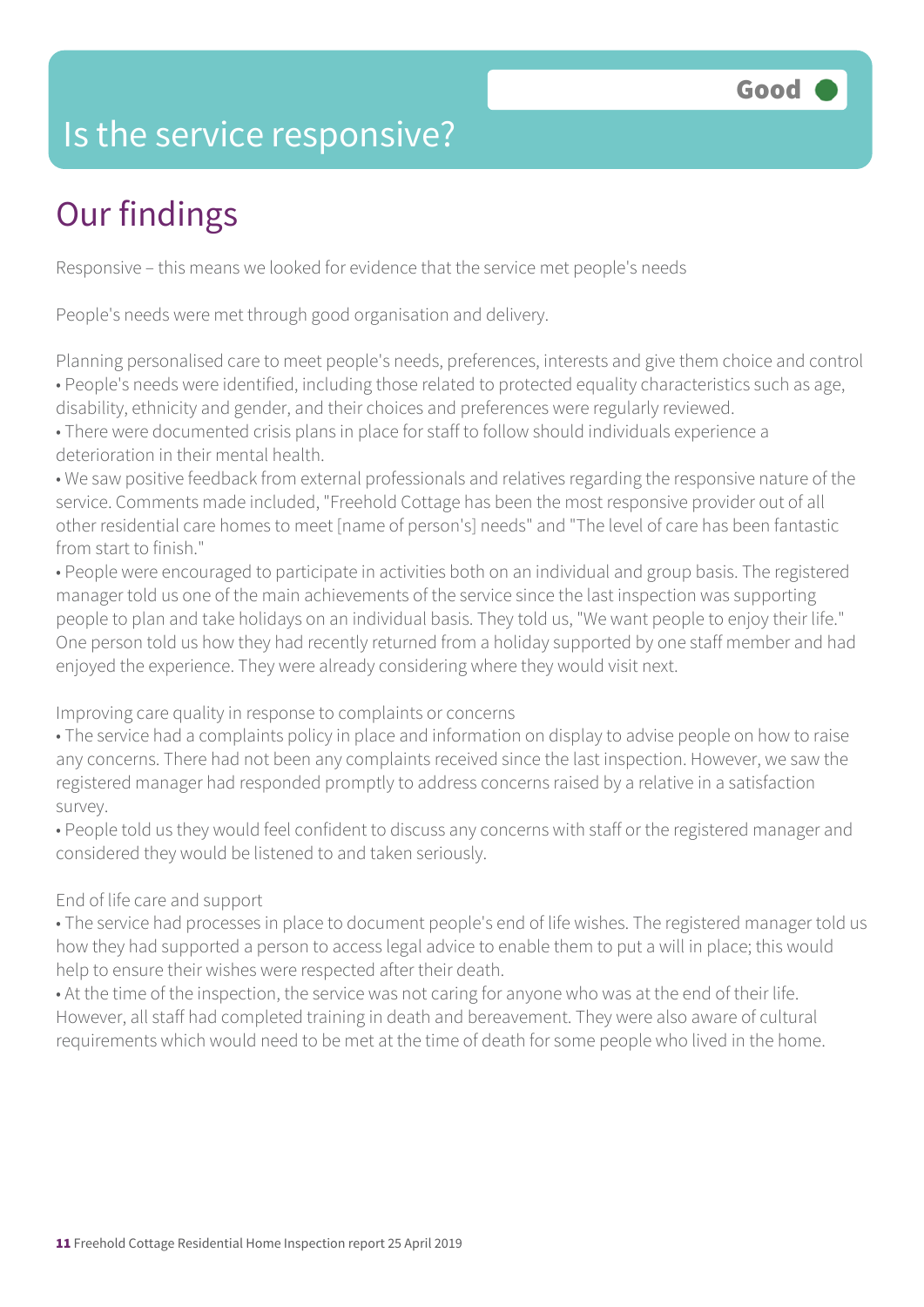# Is the service responsive?

**Good**

## Our findings

Responsive – this means we looked for evidence that the service met people's needs

People's needs were met through good organisation and delivery.

Planning personalised care to meet people's needs, preferences, interests and give them choice and control

- People's needs were identified, including those related to protected equality characteristics such as age, disability, ethnicity and gender, and their choices and preferences were regularly reviewed.
- There were documented crisis plans in place for staff to follow should individuals experience a deterioration in their mental health.
- We saw positive feedback from external professionals and relatives regarding the responsive nature of the service. Comments made included, "Freehold Cottage has been the most responsive provider out of all other residential care homes to meet [name of person's] needs" and "The level of care has been fantastic from start to finish."
- People were encouraged to participate in activities both on an individual and group basis. The registered manager told us one of the main achievements of the service since the last inspection was supporting people to plan and take holidays on an individual basis. They told us, "We want people to enjoy their life." One person told us how they had recently returned from a holiday supported by one staff member and had enjoyed the experience. They were already considering where they would visit next.

Improving care quality in response to complaints or concerns

- The service had a complaints policy in place and information on display to advise people on how to raise any concerns. There had not been any complaints received since the last inspection. However, we saw the registered manager had responded promptly to address concerns raised by a relative in a satisfaction survey.
- People told us they would feel confident to discuss any concerns with staff or the registered manager and considered they would be listened to and taken seriously.

End of life care and support

- The service had processes in place to document people's end of life wishes. The registered manager told us how they had supported a person to access legal advice to enable them to put a will in place; this would help to ensure their wishes were respected after their death.
- At the time of the inspection, the service was not caring for anyone who was at the end of their life. However, all staff had completed training in death and bereavement. They were also aware of cultural requirements which would need to be met at the time of death for some people who lived in the home.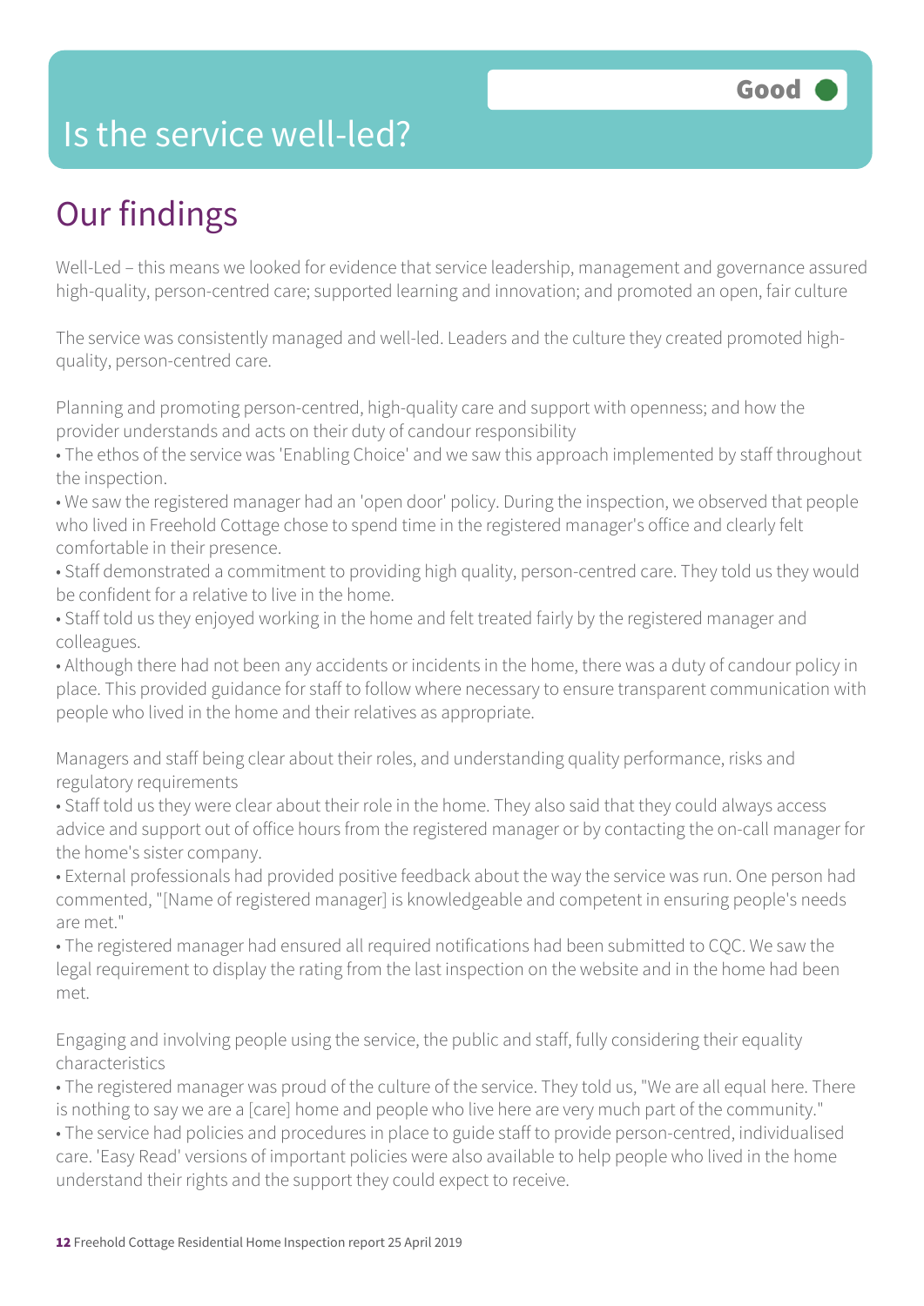# Is the service well-led?

Good

## Our findings

Well-Led – this means we looked for evidence that service leadership, management and governance assured high-quality, person-centred care; supported learning and innovation; and promoted an open, fair culture

The service was consistently managed and well-led. Leaders and the culture they created promoted high-quality, person-centred care.

Planning and promoting person-centred, high-quality care and support with openness; and how the provider understands and acts on their duty of candour responsibility

- The ethos of the service was 'Enabling Choice' and we saw this approach implemented by staff throughout the inspection.
- We saw the registered manager had an 'open door' policy. During the inspection, we observed that people who lived in Freehold Cottage chose to spend time in the registered manager's office and clearly felt comfortable in their presence.
- Staff demonstrated a commitment to providing high quality, person-centred care. They told us they would be confident for a relative to live in the home.
- Staff told us they enjoyed working in the home and felt treated fairly by the registered manager and colleagues.
- Although there had not been any accidents or incidents in the home, there was a duty of candour policy in place. This provided guidance for staff to follow where necessary to ensure transparent communication with people who lived in the home and their relatives as appropriate.

Managers and staff being clear about their roles, and understanding quality performance, risks and regulatory requirements

- Staff told us they were clear about their role in the home. They also said that they could always access advice and support out of office hours from the registered manager or by contacting the on-call manager for the home's sister company.
- External professionals had provided positive feedback about the way the service was run. One person had commented, "[Name of registered manager] is knowledgeable and competent in ensuring people's needs are met."
- The registered manager had ensured all required notifications had been submitted to CQC. We saw the legal requirement to display the rating from the last inspection on the website and in the home had been met.

Engaging and involving people using the service, the public and staff, fully considering their equality characteristics

- The registered manager was proud of the culture of the service. They told us, "We are all equal here. There is nothing to say we are a [care] home and people who live here are very much part of the community."
- The service had policies and procedures in place to guide staff to provide person-centred, individualised care. 'Easy Read' versions of important policies were also available to help people who lived in the home understand their rights and the support they could expect to receive.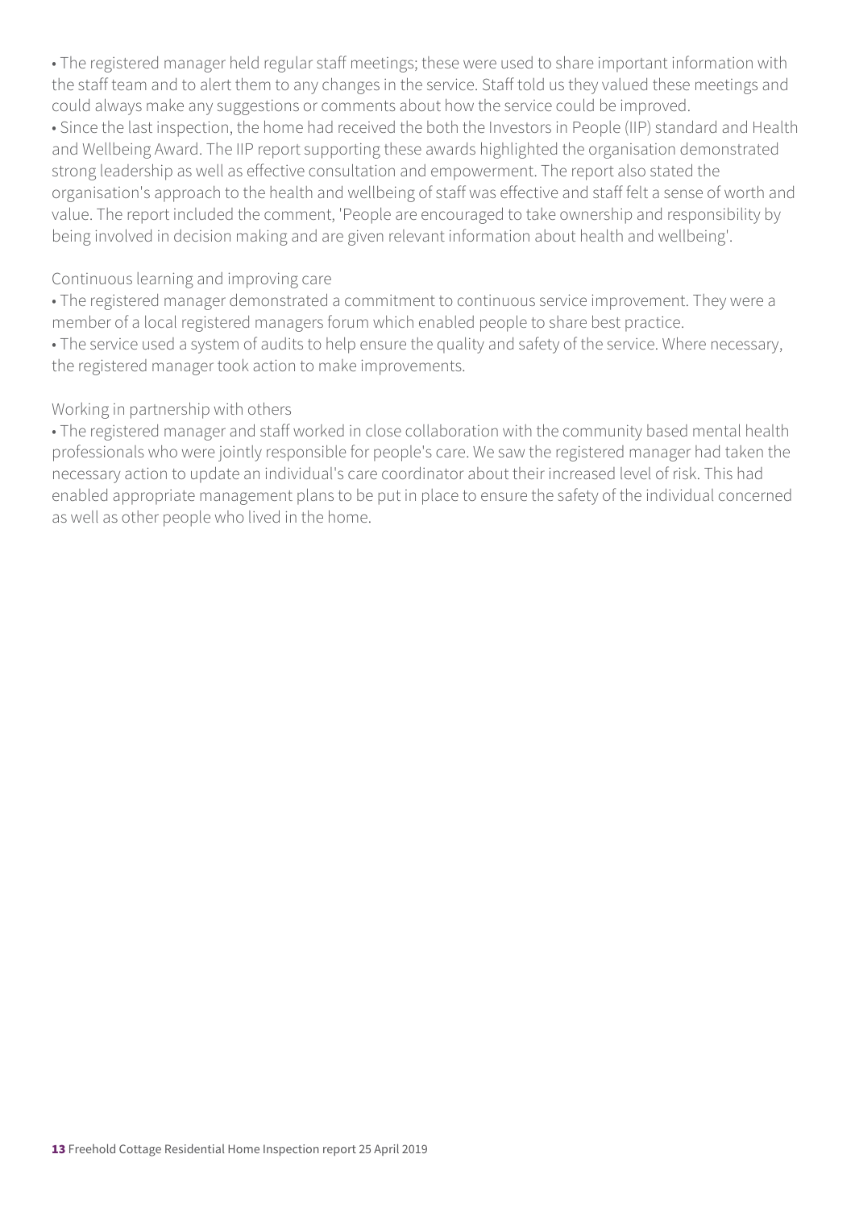- The registered manager held regular staff meetings; these were used to share important information with the staff team and to alert them to any changes in the service. Staff told us they valued these meetings and could always make any suggestions or comments about how the service could be improved.
- Since the last inspection, the home had received the both the Investors in People (IIP) standard and Health and Wellbeing Award. The IIP report supporting these awards highlighted the organisation demonstrated strong leadership as well as effective consultation and empowerment. The report also stated the organisation's approach to the health and wellbeing of staff was effective and staff felt a sense of worth and value. The report included the comment, 'People are encouraged to take ownership and responsibility by being involved in decision making and are given relevant information about health and wellbeing'.

Continuous learning and improving care

- The registered manager demonstrated a commitment to continuous service improvement. They were a member of a local registered managers forum which enabled people to share best practice.
- The service used a system of audits to help ensure the quality and safety of the service. Where necessary, the registered manager took action to make improvements.

Working in partnership with others

- The registered manager and staff worked in close collaboration with the community based mental health professionals who were jointly responsible for people's care. We saw the registered manager had taken the necessary action to update an individual's care coordinator about their increased level of risk. This had enabled appropriate management plans to be put in place to ensure the safety of the individual concerned as well as other people who lived in the home.